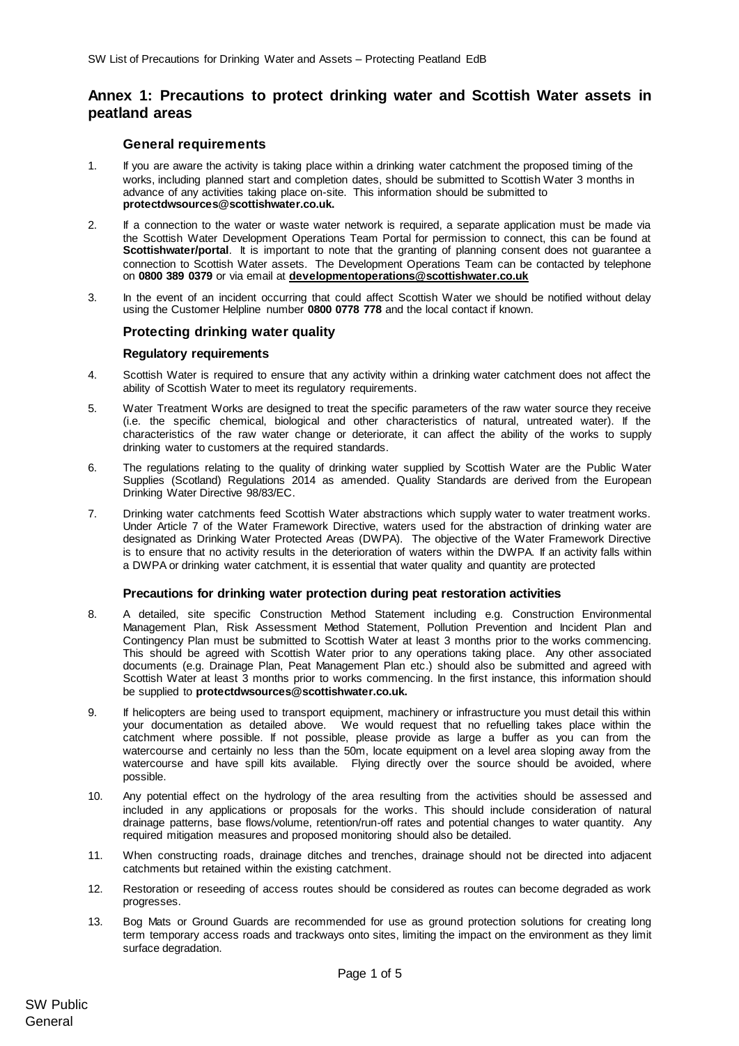## Annex 1: Precautions to protect drinking water and Scottish Water assets in peatland areas

### General requirements

1. If you are aware the activity is taking place within a drinking water catchment the proposed timing of the works, including planned start and completion dates, should be submitted to Scottish Water 3 months in advance of any activities taking place on-site. This information should be submitted to **protectdwsources@scottishwater.co.uk.**

2. If a connection to the water or waste water network is required, a separate application must be made via the Scottish Water Development Operations Team Portal for permission to connect, this can be found at **Scottishwater/portal**. It is important to note that the granting of planning consent does not guarantee a connection to Scottish Water assets. The Development Operations Team can be contacted by telephone on **0800 389 0379** or via email at **developmentoperations@scottishwater.co.uk**

3. In the event of an incident occurring that could affect Scottish Water we should be notified without delay using the Customer Helpline number **0800 0778 778** and the local contact if known.

### Protecting drinking water quality

#### Regulatory requirements

4. Scottish Water is required to ensure that any activity within a drinking water catchment does not affect the ability of Scottish Water to meet its regulatory requirements.

5. Water Treatment Works are designed to treat the specific parameters of the raw water source they receive (i.e. the specific chemical, biological and other characteristics of natural, untreated water). If the characteristics of the raw water change or deteriorate, it can affect the ability of the works to supply drinking water to customers at the required standards.

6. The regulations relating to the quality of drinking water supplied by Scottish Water are the Public Water Supplies (Scotland) Regulations 2014 as amended. Quality Standards are derived from the European Drinking Water Directive 98/83/EC.

7. Drinking water catchments feed Scottish Water abstractions which supply water to water treatment works. Under Article 7 of the Water Framework Directive, waters used for the abstraction of drinking water are designated as Drinking Water Protected Areas (DWPA). The objective of the Water Framework Directive is to ensure that no activity results in the deterioration of waters within the DWPA. If an activity falls within a DWPA or drinking water catchment, it is essential that water quality and quantity are protected

#### Precautions for drinking water protection during peat restoration activities

8. A detailed, site specific Construction Method Statement including e.g. Construction Environmental Management Plan, Risk Assessment Method Statement, Pollution Prevention and Incident Plan and Contingency Plan must be submitted to Scottish Water at least 3 months prior to the works commencing. This should be agreed with Scottish Water prior to any operations taking place. Any other associated documents (e.g. Drainage Plan, Peat Management Plan etc.) should also be submitted and agreed with Scottish Water at least 3 months prior to works commencing. In the first instance, this information should be supplied to **protectdwsources@scottishwater.co.uk.**

9. If helicopters are being used to transport equipment, machinery or infrastructure you must detail this within your documentation as detailed above. We would request that no refuelling takes place within the catchment where possible. If not possible, please provide as large a buffer as you can from the watercourse and certainly no less than the 50m, locate equipment on a level area sloping away from the watercourse and have spill kits available. Flying directly over the source should be avoided, where possible.

10. Any potential effect on the hydrology of the area resulting from the activities should be assessed and included in any applications or proposals for the works. This should include consideration of natural drainage patterns, base flows/volume, retention/run-off rates and potential changes to water quantity. Any required mitigation measures and proposed monitoring should also be detailed.

11. When constructing roads, drainage ditches and trenches, drainage should not be directed into adjacent catchments but retained within the existing catchment.

12. Restoration or reseeding of access routes should be considered as routes can become degraded as work progresses.

13. Bog Mats or Ground Guards are recommended for use as ground protection solutions for creating long term temporary access roads and trackways onto sites, limiting the impact on the environment as they limit surface degradation.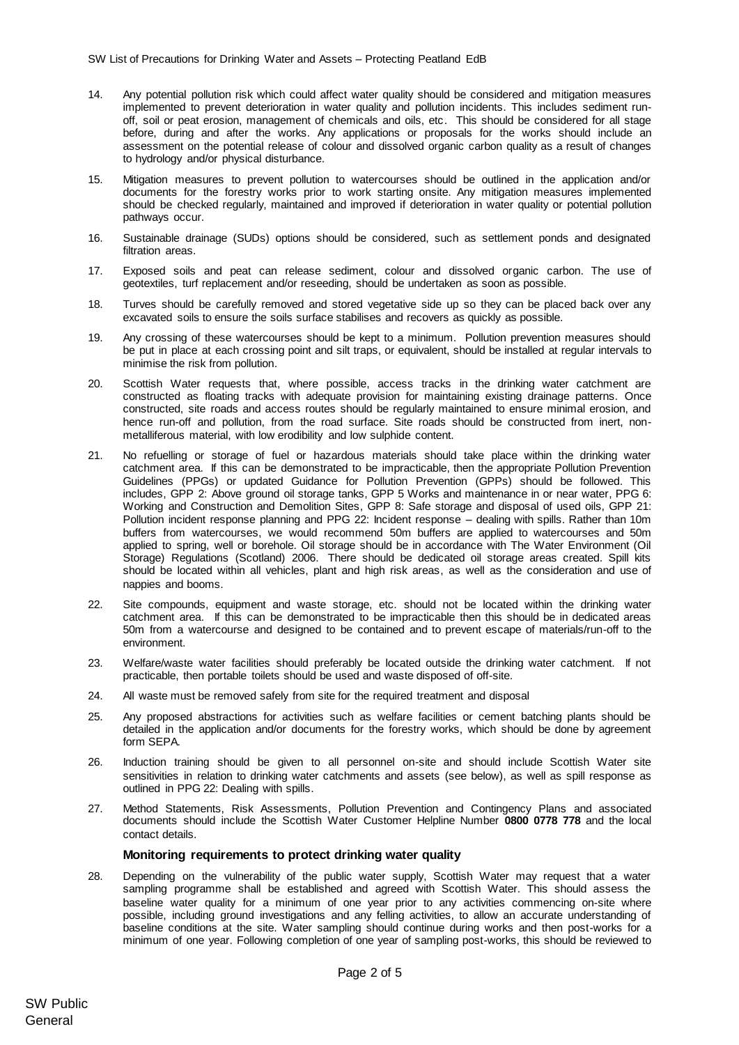14. Any potential pollution risk which could affect water quality should be considered and mitigation measures implemented to prevent deterioration in water quality and pollution incidents. This includes sediment run-off, soil or peat erosion, management of chemicals and oils, etc. This should be considered for all stage before, during and after the works. Any applications or proposals for the works should include an assessment on the potential release of colour and dissolved organic carbon quality as a result of changes to hydrology and/or physical disturbance.

15. Mitigation measures to prevent pollution to watercourses should be outlined in the application and/or documents for the forestry works prior to work starting onsite. Any mitigation measures implemented should be checked regularly, maintained and improved if deterioration in water quality or potential pollution pathways occur.

16. Sustainable drainage (SUDs) options should be considered, such as settlement ponds and designated filtration areas.

17. Exposed soils and peat can release sediment, colour and dissolved organic carbon. The use of geotextiles, turf replacement and/or reseeding, should be undertaken as soon as possible.

18. Turves should be carefully removed and stored vegetative side up so they can be placed back over any excavated soils to ensure the soils surface stabilises and recovers as quickly as possible.

19. Any crossing of these watercourses should be kept to a minimum. Pollution prevention measures should be put in place at each crossing point and silt traps, or equivalent, should be installed at regular intervals to minimise the risk from pollution.

20. Scottish Water requests that, where possible, access tracks in the drinking water catchment are constructed as floating tracks with adequate provision for maintaining existing drainage patterns. Once constructed, site roads and access routes should be regularly maintained to ensure minimal erosion, and hence run-off and pollution, from the road surface. Site roads should be constructed from inert, non-metalliferous material, with low erodibility and low sulphide content.

21. No refuelling or storage of fuel or hazardous materials should take place within the drinking water catchment area. If this can be demonstrated to be impracticable, then the appropriate Pollution Prevention Guidelines (PPGs) or updated Guidance for Pollution Prevention (GPPs) should be followed. This includes, GPP 2: Above ground oil storage tanks, GPP 5 Works and maintenance in or near water, PPG 6: Working and Construction and Demolition Sites, GPP 8: Safe storage and disposal of used oils, GPP 21: Pollution incident response planning and PPG 22: Incident response – dealing with spills. Rather than 10m buffers from watercourses, we would recommend 50m buffers are applied to watercourses and 50m applied to spring, well or borehole. Oil storage should be in accordance with The Water Environment (Oil Storage) Regulations (Scotland) 2006. There should be dedicated oil storage areas created. Spill kits should be located within all vehicles, plant and high risk areas, as well as the consideration and use of nappies and booms.

22. Site compounds, equipment and waste storage, etc. should not be located within the drinking water catchment area. If this can be demonstrated to be impracticable then this should be in dedicated areas 50m from a watercourse and designed to be contained and to prevent escape of materials/run-off to the environment.

23. Welfare/waste water facilities should preferably be located outside the drinking water catchment. If not practicable, then portable toilets should be used and waste disposed of off-site.

24. All waste must be removed safely from site for the required treatment and disposal

25. Any proposed abstractions for activities such as welfare facilities or cement batching plants should be detailed in the application and/or documents for the forestry works, which should be done by agreement form SEPA.

26. Induction training should be given to all personnel on-site and should include Scottish Water site sensitivities in relation to drinking water catchments and assets (see below), as well as spill response as outlined in PPG 22: Dealing with spills.

27. Method Statements, Risk Assessments, Pollution Prevention and Contingency Plans and associated documents should include the Scottish Water Customer Helpline Number **0800 0778 778** and the local contact details.

### Monitoring requirements to protect drinking water quality

28. Depending on the vulnerability of the public water supply, Scottish Water may request that a water sampling programme shall be established and agreed with Scottish Water. This should assess the baseline water quality for a minimum of one year prior to any activities commencing on-site where possible, including ground investigations and any felling activities, to allow an accurate understanding of baseline conditions at the site. Water sampling should continue during works and then post-works for a minimum of one year. Following completion of one year of sampling post-works, this should be reviewed to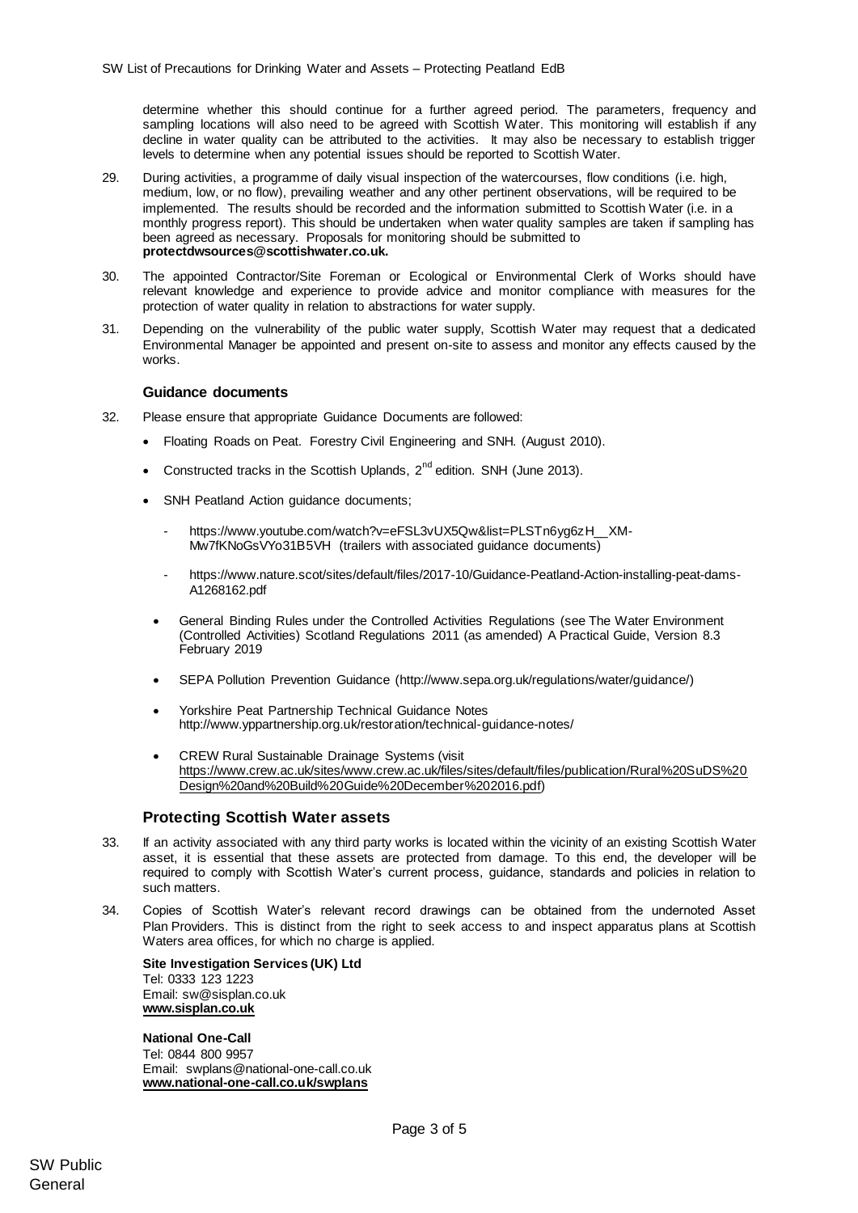determine whether this should continue for a further agreed period. The parameters, frequency and sampling locations will also need to be agreed with Scottish Water. This monitoring will establish if any decline in water quality can be attributed to the activities. It may also be necessary to establish trigger levels to determine when any potential issues should be reported to Scottish Water.

29. During activities, a programme of daily visual inspection of the watercourses, flow conditions (i.e. high, medium, low, or no flow), prevailing weather and any other pertinent observations, will be required to be implemented. The results should be recorded and the information submitted to Scottish Water (i.e. in a monthly progress report). This should be undertaken when water quality samples are taken if sampling has been agreed as necessary. Proposals for monitoring should be submitted to **protectdwsources@scottishwater.co.uk.**

30. The appointed Contractor/Site Foreman or Ecological or Environmental Clerk of Works should have relevant knowledge and experience to provide advice and monitor compliance with measures for the protection of water quality in relation to abstractions for water supply.

31. Depending on the vulnerability of the public water supply, Scottish Water may request that a dedicated Environmental Manager be appointed and present on-site to assess and monitor any effects caused by the works.

### Guidance documents

32. Please ensure that appropriate Guidance Documents are followed:

- Floating Roads on Peat. Forestry Civil Engineering and SNH. (August 2010).
- Constructed tracks in the Scottish Uplands, 2nd edition. SNH (June 2013).
- SNH Peatland Action guidance documents;
  - https://www.youtube.com/watch?v=eFSL3vUX5Qw&list=PLSTn6yg6zH__XM-Mw7fKNoGsVYo31B5VH (trailers with associated guidance documents)
  - https://www.nature.scot/sites/default/files/2017-10/Guidance-Peatland-Action-installing-peat-dams-A1268162.pdf
- General Binding Rules under the Controlled Activities Regulations (see The Water Environment (Controlled Activities) Scotland Regulations 2011 (as amended) A Practical Guide, Version 8.3 February 2019
- SEPA Pollution Prevention Guidance (http://www.sepa.org.uk/regulations/water/guidance/)
- Yorkshire Peat Partnership Technical Guidance Notes http://www.yppartnership.org.uk/restoration/technical-guidance-notes/
- CREW Rural Sustainable Drainage Systems (visit https://www.crew.ac.uk/sites/www.crew.ac.uk/files/sites/default/files/publication/Rural%20SuDS%20Design%20and%20Build%20Guide%20December%202016.pdf)

## Protecting Scottish Water assets

33. If an activity associated with any third party works is located within the vicinity of an existing Scottish Water asset, it is essential that these assets are protected from damage. To this end, the developer will be required to comply with Scottish Water's current process, guidance, standards and policies in relation to such matters.

34. Copies of Scottish Water's relevant record drawings can be obtained from the undernoted Asset Plan Providers. This is distinct from the right to seek access to and inspect apparatus plans at Scottish Waters area offices, for which no charge is applied.

**Site Investigation Services (UK) Ltd**
Tel: 0333 123 1223
Email: sw@sisplan.co.uk
**www.sisplan.co.uk**

**National One-Call**
Tel: 0844 800 9957
Email: swplans@national-one-call.co.uk
**www.national-one-call.co.uk/swplans**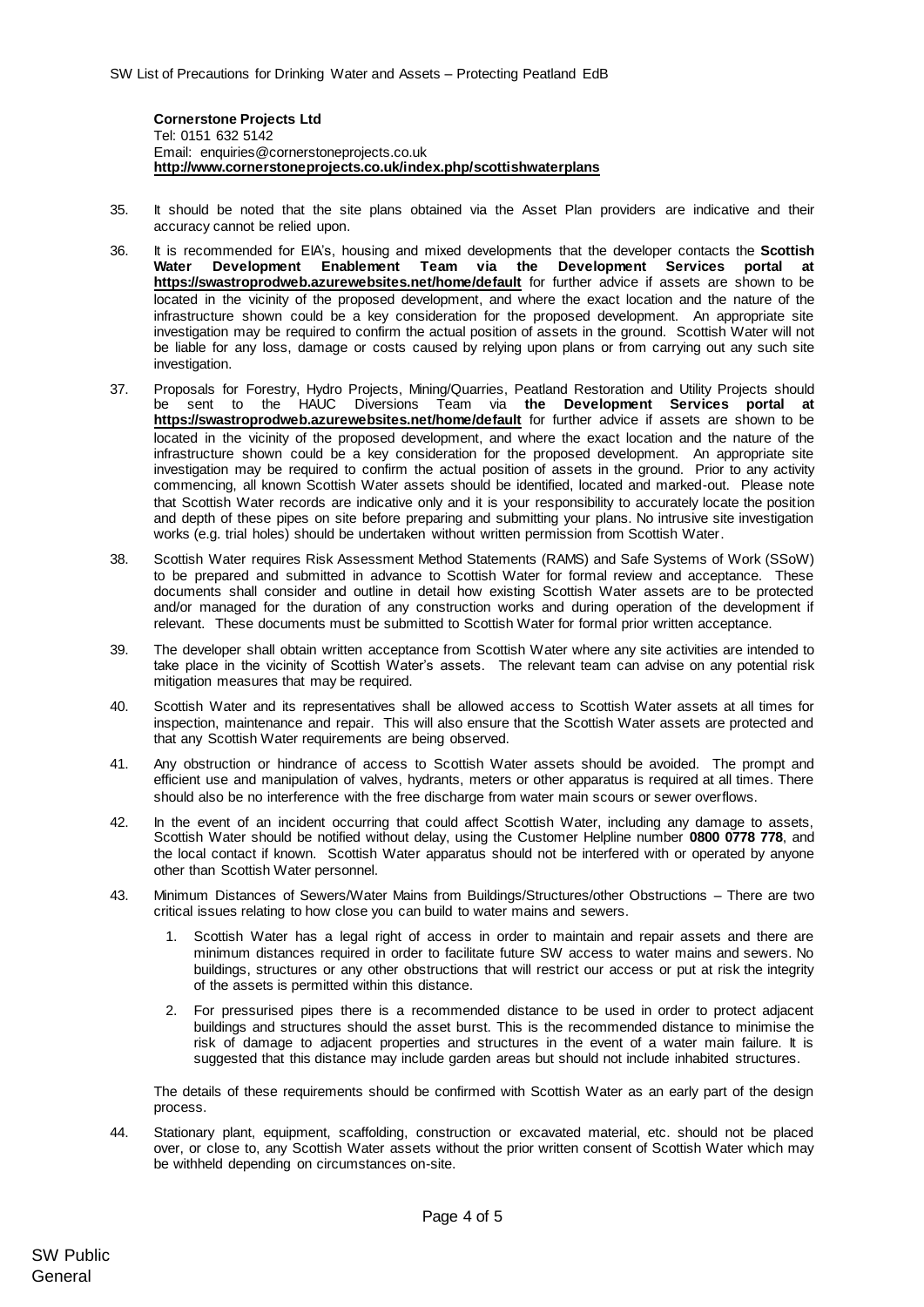**Cornerstone Projects Ltd**
Tel: 0151 632 5142
Email: enquiries@cornerstoneprojects.co.uk
**http://www.cornerstoneprojects.co.uk/index.php/scottishwaterplans**

35. It should be noted that the site plans obtained via the Asset Plan providers are indicative and their accuracy cannot be relied upon.

36. It is recommended for EIA's, housing and mixed developments that the developer contacts the **Scottish Water Development Enablement Team via the Development Services portal at https://swastroprodweb.azurewebsites.net/home/default** for further advice if assets are shown to be located in the vicinity of the proposed development, and where the exact location and the nature of the infrastructure shown could be a key consideration for the proposed development. An appropriate site investigation may be required to confirm the actual position of assets in the ground. Scottish Water will not be liable for any loss, damage or costs caused by relying upon plans or from carrying out any such site investigation.

37. Proposals for Forestry, Hydro Projects, Mining/Quarries, Peatland Restoration and Utility Projects should be sent to the HAUC Diversions Team via **the Development Services portal at https://swastroprodweb.azurewebsites.net/home/default** for further advice if assets are shown to be located in the vicinity of the proposed development, and where the exact location and the nature of the infrastructure shown could be a key consideration for the proposed development. An appropriate site investigation may be required to confirm the actual position of assets in the ground. Prior to any activity commencing, all known Scottish Water assets should be identified, located and marked-out. Please note that Scottish Water records are indicative only and it is your responsibility to accurately locate the position and depth of these pipes on site before preparing and submitting your plans. No intrusive site investigation works (e.g. trial holes) should be undertaken without written permission from Scottish Water.

38. Scottish Water requires Risk Assessment Method Statements (RAMS) and Safe Systems of Work (SSoW) to be prepared and submitted in advance to Scottish Water for formal review and acceptance. These documents shall consider and outline in detail how existing Scottish Water assets are to be protected and/or managed for the duration of any construction works and during operation of the development if relevant. These documents must be submitted to Scottish Water for formal prior written acceptance.

39. The developer shall obtain written acceptance from Scottish Water where any site activities are intended to take place in the vicinity of Scottish Water's assets. The relevant team can advise on any potential risk mitigation measures that may be required.

40. Scottish Water and its representatives shall be allowed access to Scottish Water assets at all times for inspection, maintenance and repair. This will also ensure that the Scottish Water assets are protected and that any Scottish Water requirements are being observed.

41. Any obstruction or hindrance of access to Scottish Water assets should be avoided. The prompt and efficient use and manipulation of valves, hydrants, meters or other apparatus is required at all times. There should also be no interference with the free discharge from water main scours or sewer overflows.

42. In the event of an incident occurring that could affect Scottish Water, including any damage to assets, Scottish Water should be notified without delay, using the Customer Helpline number **0800 0778 778**, and the local contact if known. Scottish Water apparatus should not be interfered with or operated by anyone other than Scottish Water personnel.

43. Minimum Distances of Sewers/Water Mains from Buildings/Structures/other Obstructions – There are two critical issues relating to how close you can build to water mains and sewers.

    1. Scottish Water has a legal right of access in order to maintain and repair assets and there are minimum distances required in order to facilitate future SW access to water mains and sewers. No buildings, structures or any other obstructions that will restrict our access or put at risk the integrity of the assets is permitted within this distance.

    2. For pressurised pipes there is a recommended distance to be used in order to protect adjacent buildings and structures should the asset burst. This is the recommended distance to minimise the risk of damage to adjacent properties and structures in the event of a water main failure. It is suggested that this distance may include garden areas but should not include inhabited structures.

    The details of these requirements should be confirmed with Scottish Water as an early part of the design process.

44. Stationary plant, equipment, scaffolding, construction or excavated material, etc. should not be placed over, or close to, any Scottish Water assets without the prior written consent of Scottish Water which may be withheld depending on circumstances on-site.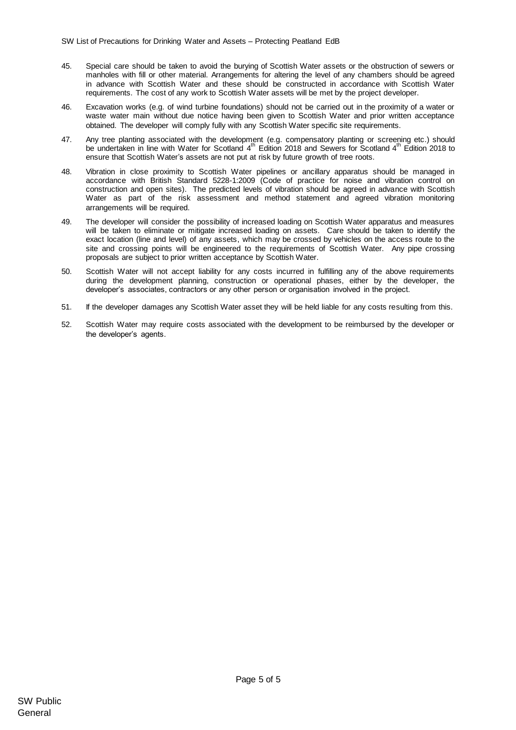45. Special care should be taken to avoid the burying of Scottish Water assets or the obstruction of sewers or manholes with fill or other material. Arrangements for altering the level of any chambers should be agreed in advance with Scottish Water and these should be constructed in accordance with Scottish Water requirements. The cost of any work to Scottish Water assets will be met by the project developer.

46. Excavation works (e.g. of wind turbine foundations) should not be carried out in the proximity of a water or waste water main without due notice having been given to Scottish Water and prior written acceptance obtained. The developer will comply fully with any Scottish Water specific site requirements.

47. Any tree planting associated with the development (e.g. compensatory planting or screening etc.) should be undertaken in line with Water for Scotland 4th Edition 2018 and Sewers for Scotland 4th Edition 2018 to ensure that Scottish Water's assets are not put at risk by future growth of tree roots.

48. Vibration in close proximity to Scottish Water pipelines or ancillary apparatus should be managed in accordance with British Standard 5228-1:2009 (Code of practice for noise and vibration control on construction and open sites). The predicted levels of vibration should be agreed in advance with Scottish Water as part of the risk assessment and method statement and agreed vibration monitoring arrangements will be required.

49. The developer will consider the possibility of increased loading on Scottish Water apparatus and measures will be taken to eliminate or mitigate increased loading on assets. Care should be taken to identify the exact location (line and level) of any assets, which may be crossed by vehicles on the access route to the site and crossing points will be engineered to the requirements of Scottish Water. Any pipe crossing proposals are subject to prior written acceptance by Scottish Water.

50. Scottish Water will not accept liability for any costs incurred in fulfilling any of the above requirements during the development planning, construction or operational phases, either by the developer, the developer's associates, contractors or any other person or organisation involved in the project.

51. If the developer damages any Scottish Water asset they will be held liable for any costs resulting from this.

52. Scottish Water may require costs associated with the development to be reimbursed by the developer or the developer's agents.